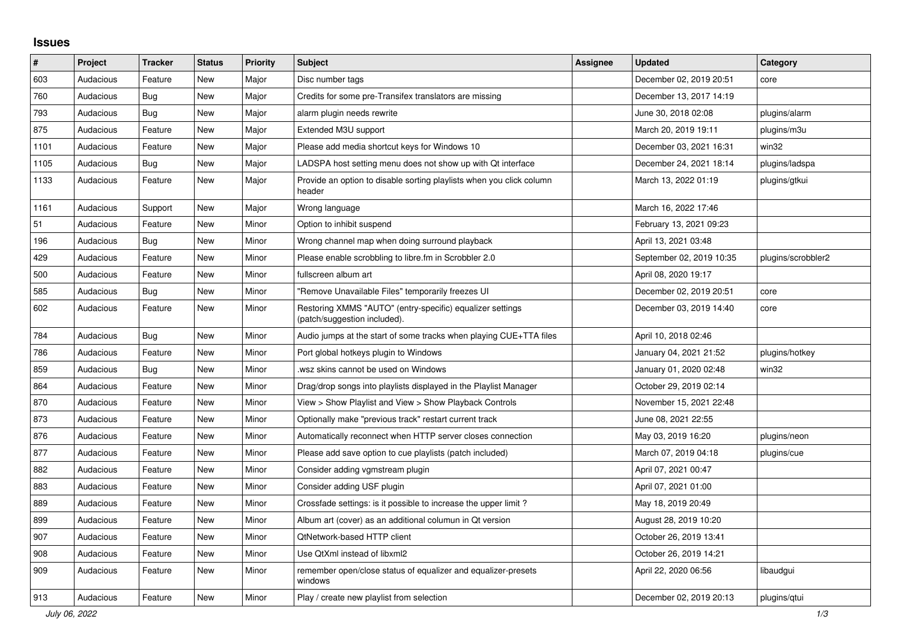## Issues

| # | Project | Tracker | Status | Priority | Subject | Assignee | Updated | Category |
|---|---|---|---|---|---|---|---|---|
| 603 | Audacious | Feature | New | Major | Disc number tags | | December 02, 2019 20:51 | core |
| 760 | Audacious | Bug | New | Major | Credits for some pre-Transifex translators are missing | | December 13, 2017 14:19 | |
| 793 | Audacious | Bug | New | Major | alarm plugin needs rewrite | | June 30, 2018 02:08 | plugins/alarm |
| 875 | Audacious | Feature | New | Major | Extended M3U support | | March 20, 2019 19:11 | plugins/m3u |
| 1101 | Audacious | Feature | New | Major | Please add media shortcut keys for Windows 10 | | December 03, 2021 16:31 | win32 |
| 1105 | Audacious | Bug | New | Major | LADSPA host setting menu does not show up with Qt interface | | December 24, 2021 18:14 | plugins/ladspa |
| 1133 | Audacious | Feature | New | Major | Provide an option to disable sorting playlists when you click column header | | March 13, 2022 01:19 | plugins/gtkui |
| 1161 | Audacious | Support | New | Major | Wrong language | | March 16, 2022 17:46 | |
| 51 | Audacious | Feature | New | Minor | Option to inhibit suspend | | February 13, 2021 09:23 | |
| 196 | Audacious | Bug | New | Minor | Wrong channel map when doing surround playback | | April 13, 2021 03:48 | |
| 429 | Audacious | Feature | New | Minor | Please enable scrobbling to libre.fm in Scrobbler 2.0 | | September 02, 2019 10:35 | plugins/scrobbler2 |
| 500 | Audacious | Feature | New | Minor | fullscreen album art | | April 08, 2020 19:17 | |
| 585 | Audacious | Bug | New | Minor | "Remove Unavailable Files" temporarily freezes UI | | December 02, 2019 20:51 | core |
| 602 | Audacious | Feature | New | Minor | Restoring XMMS "AUTO" (entry-specific) equalizer settings (patch/suggestion included). | | December 03, 2019 14:40 | core |
| 784 | Audacious | Bug | New | Minor | Audio jumps at the start of some tracks when playing CUE+TTA files | | April 10, 2018 02:46 | |
| 786 | Audacious | Feature | New | Minor | Port global hotkeys plugin to Windows | | January 04, 2021 21:52 | plugins/hotkey |
| 859 | Audacious | Bug | New | Minor | .wsz skins cannot be used on Windows | | January 01, 2020 02:48 | win32 |
| 864 | Audacious | Feature | New | Minor | Drag/drop songs into playlists displayed in the Playlist Manager | | October 29, 2019 02:14 | |
| 870 | Audacious | Feature | New | Minor | View > Show Playlist and View > Show Playback Controls | | November 15, 2021 22:48 | |
| 873 | Audacious | Feature | New | Minor | Optionally make "previous track" restart current track | | June 08, 2021 22:55 | |
| 876 | Audacious | Feature | New | Minor | Automatically reconnect when HTTP server closes connection | | May 03, 2019 16:20 | plugins/neon |
| 877 | Audacious | Feature | New | Minor | Please add save option to cue playlists (patch included) | | March 07, 2019 04:18 | plugins/cue |
| 882 | Audacious | Feature | New | Minor | Consider adding vgmstream plugin | | April 07, 2021 00:47 | |
| 883 | Audacious | Feature | New | Minor | Consider adding USF plugin | | April 07, 2021 01:00 | |
| 889 | Audacious | Feature | New | Minor | Crossfade settings: is it possible to increase the upper limit ? | | May 18, 2019 20:49 | |
| 899 | Audacious | Feature | New | Minor | Album art (cover) as an additional columun in Qt version | | August 28, 2019 10:20 | |
| 907 | Audacious | Feature | New | Minor | QtNetwork-based HTTP client | | October 26, 2019 13:41 | |
| 908 | Audacious | Feature | New | Minor | Use QtXml instead of libxml2 | | October 26, 2019 14:21 | |
| 909 | Audacious | Feature | New | Minor | remember open/close status of equalizer and equalizer-presets windows | | April 22, 2020 06:56 | libaudgui |
| 913 | Audacious | Feature | New | Minor | Play / create new playlist from selection | | December 02, 2019 20:13 | plugins/qtui |

*July 06, 2022*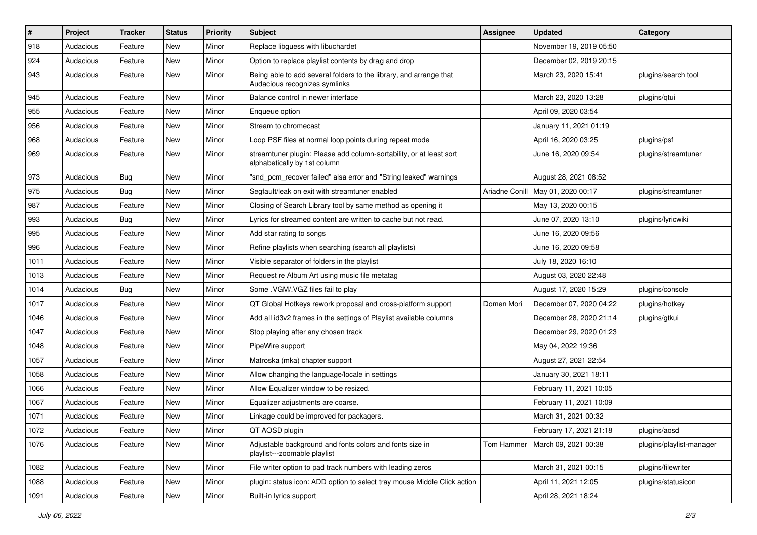| # | Project | Tracker | Status | Priority | Subject | Assignee | Updated | Category |
|---|---|---|---|---|---|---|---|---|
| 918 | Audacious | Feature | New | Minor | Replace libguess with libuchardet | | November 19, 2019 05:50 | |
| 924 | Audacious | Feature | New | Minor | Option to replace playlist contents by drag and drop | | December 02, 2019 20:15 | |
| 943 | Audacious | Feature | New | Minor | Being able to add several folders to the library, and arrange that Audacious recognizes symlinks | | March 23, 2020 15:41 | plugins/search tool |
| 945 | Audacious | Feature | New | Minor | Balance control in newer interface | | March 23, 2020 13:28 | plugins/qtui |
| 955 | Audacious | Feature | New | Minor | Enqueue option | | April 09, 2020 03:54 | |
| 956 | Audacious | Feature | New | Minor | Stream to chromecast | | January 11, 2021 01:19 | |
| 968 | Audacious | Feature | New | Minor | Loop PSF files at normal loop points during repeat mode | | April 16, 2020 03:25 | plugins/psf |
| 969 | Audacious | Feature | New | Minor | streamtuner plugin: Please add column-sortability, or at least sort alphabetically by 1st column | | June 16, 2020 09:54 | plugins/streamtuner |
| 973 | Audacious | Bug | New | Minor | "snd_pcm_recover failed" alsa error and "String leaked" warnings | | August 28, 2021 08:52 | |
| 975 | Audacious | Bug | New | Minor | Segfault/leak on exit with streamtuner enabled | Ariadne Conill | May 01, 2020 00:17 | plugins/streamtuner |
| 987 | Audacious | Feature | New | Minor | Closing of Search Library tool by same method as opening it | | May 13, 2020 00:15 | |
| 993 | Audacious | Bug | New | Minor | Lyrics for streamed content are written to cache but not read. | | June 07, 2020 13:10 | plugins/lyricwiki |
| 995 | Audacious | Feature | New | Minor | Add star rating to songs | | June 16, 2020 09:56 | |
| 996 | Audacious | Feature | New | Minor | Refine playlists when searching (search all playlists) | | June 16, 2020 09:58 | |
| 1011 | Audacious | Feature | New | Minor | Visible separator of folders in the playlist | | July 18, 2020 16:10 | |
| 1013 | Audacious | Feature | New | Minor | Request re Album Art using music file metatag | | August 03, 2020 22:48 | |
| 1014 | Audacious | Bug | New | Minor | Some .VGM/.VGZ files fail to play | | August 17, 2020 15:29 | plugins/console |
| 1017 | Audacious | Feature | New | Minor | QT Global Hotkeys rework proposal and cross-platform support | Domen Mori | December 07, 2020 04:22 | plugins/hotkey |
| 1046 | Audacious | Feature | New | Minor | Add all id3v2 frames in the settings of Playlist available columns | | December 28, 2020 21:14 | plugins/gtkui |
| 1047 | Audacious | Feature | New | Minor | Stop playing after any chosen track | | December 29, 2020 01:23 | |
| 1048 | Audacious | Feature | New | Minor | PipeWire support | | May 04, 2022 19:36 | |
| 1057 | Audacious | Feature | New | Minor | Matroska (mka) chapter support | | August 27, 2021 22:54 | |
| 1058 | Audacious | Feature | New | Minor | Allow changing the language/locale in settings | | January 30, 2021 18:11 | |
| 1066 | Audacious | Feature | New | Minor | Allow Equalizer window to be resized. | | February 11, 2021 10:05 | |
| 1067 | Audacious | Feature | New | Minor | Equalizer adjustments are coarse. | | February 11, 2021 10:09 | |
| 1071 | Audacious | Feature | New | Minor | Linkage could be improved for packagers. | | March 31, 2021 00:32 | |
| 1072 | Audacious | Feature | New | Minor | QT AOSD plugin | | February 17, 2021 21:18 | plugins/aosd |
| 1076 | Audacious | Feature | New | Minor | Adjustable background and fonts colors and fonts size in playlist---zoomable playlist | Tom Hammer | March 09, 2021 00:38 | plugins/playlist-manager |
| 1082 | Audacious | Feature | New | Minor | File writer option to pad track numbers with leading zeros | | March 31, 2021 00:15 | plugins/filewriter |
| 1088 | Audacious | Feature | New | Minor | plugin: status icon: ADD option to select tray mouse Middle Click action | | April 11, 2021 12:05 | plugins/statusicon |
| 1091 | Audacious | Feature | New | Minor | Built-in lyrics support | | April 28, 2021 18:24 | |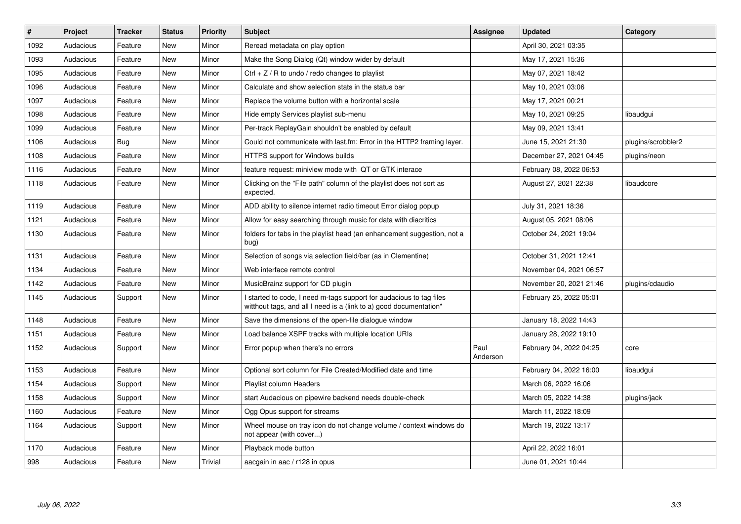| # | Project | Tracker | Status | Priority | Subject | Assignee | Updated | Category |
|---|---|---|---|---|---|---|---|---|
| 1092 | Audacious | Feature | New | Minor | Reread metadata on play option | | April 30, 2021 03:35 | |
| 1093 | Audacious | Feature | New | Minor | Make the Song Dialog (Qt) window wider by default | | May 17, 2021 15:36 | |
| 1095 | Audacious | Feature | New | Minor | Ctrl + Z / R to undo / redo changes to playlist | | May 07, 2021 18:42 | |
| 1096 | Audacious | Feature | New | Minor | Calculate and show selection stats in the status bar | | May 10, 2021 03:06 | |
| 1097 | Audacious | Feature | New | Minor | Replace the volume button with a horizontal scale | | May 17, 2021 00:21 | |
| 1098 | Audacious | Feature | New | Minor | Hide empty Services playlist sub-menu | | May 10, 2021 09:25 | libaudgui |
| 1099 | Audacious | Feature | New | Minor | Per-track ReplayGain shouldn't be enabled by default | | May 09, 2021 13:41 | |
| 1106 | Audacious | Bug | New | Minor | Could not communicate with last.fm: Error in the HTTP2 framing layer. | | June 15, 2021 21:30 | plugins/scrobbler2 |
| 1108 | Audacious | Feature | New | Minor | HTTPS support for Windows builds | | December 27, 2021 04:45 | plugins/neon |
| 1116 | Audacious | Feature | New | Minor | feature request: miniview mode with QT or GTK interace | | February 08, 2022 06:53 | |
| 1118 | Audacious | Feature | New | Minor | Clicking on the "File path" column of the playlist does not sort as expected. | | August 27, 2021 22:38 | libaudcore |
| 1119 | Audacious | Feature | New | Minor | ADD ability to silence internet radio timeout Error dialog popup | | July 31, 2021 18:36 | |
| 1121 | Audacious | Feature | New | Minor | Allow for easy searching through music for data with diacritics | | August 05, 2021 08:06 | |
| 1130 | Audacious | Feature | New | Minor | folders for tabs in the playlist head (an enhancement suggestion, not a bug) | | October 24, 2021 19:04 | |
| 1131 | Audacious | Feature | New | Minor | Selection of songs via selection field/bar (as in Clementine) | | October 31, 2021 12:41 | |
| 1134 | Audacious | Feature | New | Minor | Web interface remote control | | November 04, 2021 06:57 | |
| 1142 | Audacious | Feature | New | Minor | MusicBrainz support for CD plugin | | November 20, 2021 21:46 | plugins/cdaudio |
| 1145 | Audacious | Support | New | Minor | I started to code, I need m-tags support for audacious to tag files witthout tags, and all I need is a (link to a) good documentation* | | February 25, 2022 05:01 | |
| 1148 | Audacious | Feature | New | Minor | Save the dimensions of the open-file dialogue window | | January 18, 2022 14:43 | |
| 1151 | Audacious | Feature | New | Minor | Load balance XSPF tracks with multiple location URIs | | January 28, 2022 19:10 | |
| 1152 | Audacious | Support | New | Minor | Error popup when there's no errors | Paul Anderson | February 04, 2022 04:25 | core |
| 1153 | Audacious | Feature | New | Minor | Optional sort column for File Created/Modified date and time | | February 04, 2022 16:00 | libaudgui |
| 1154 | Audacious | Support | New | Minor | Playlist column Headers | | March 06, 2022 16:06 | |
| 1158 | Audacious | Support | New | Minor | start Audacious on pipewire backend needs double-check | | March 05, 2022 14:38 | plugins/jack |
| 1160 | Audacious | Feature | New | Minor | Ogg Opus support for streams | | March 11, 2022 18:09 | |
| 1164 | Audacious | Support | New | Minor | Wheel mouse on tray icon do not change volume / context windows do not appear (with cover...) | | March 19, 2022 13:17 | |
| 1170 | Audacious | Feature | New | Minor | Playback mode button | | April 22, 2022 16:01 | |
| 998 | Audacious | Feature | New | Trivial | aacgain in aac / r128 in opus | | June 01, 2021 10:44 | |

*July 06, 2022*